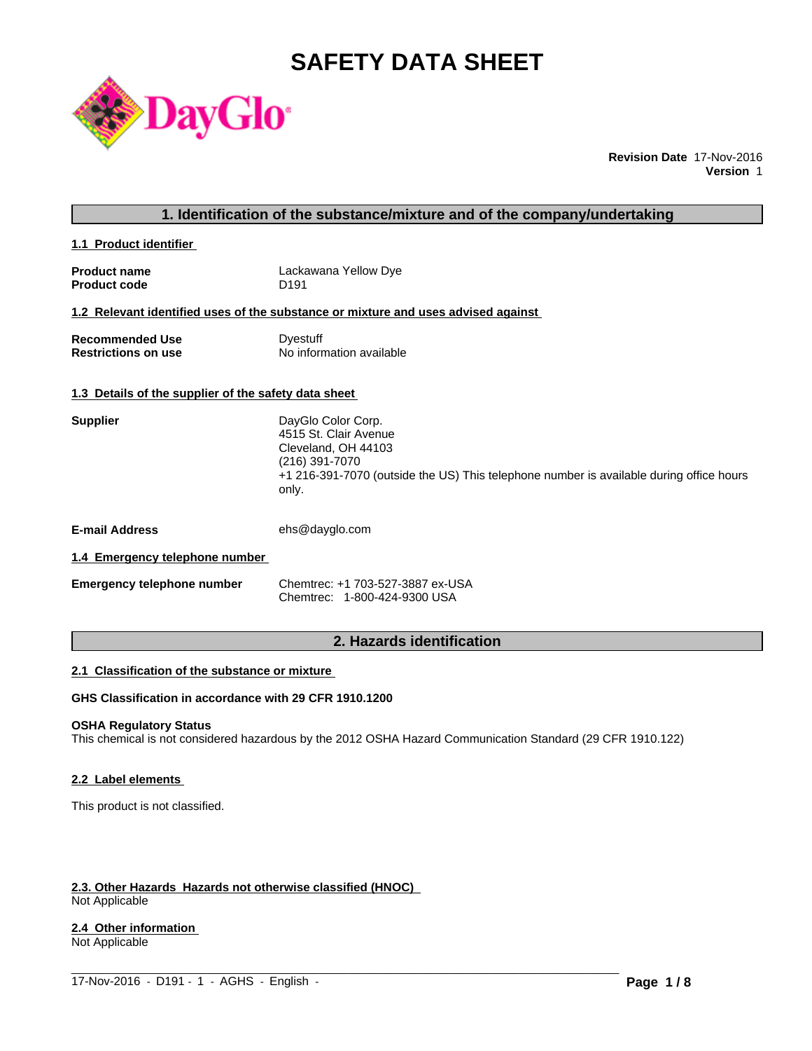# SAFETY DATA SHEET

**Revision Date** 17-Nov-2016
**Version** 1

## 1. Identification of the substance/mixture and of the company/undertaking

### 1.1 Product identifier

| | |
|---|---|
| **Product name** | Lackawana Yellow Dye |
| **Product code** | D191 |

### 1.2 Relevant identified uses of the substance or mixture and uses advised against

| | |
|---|---|
| **Recommended Use** | Dyestuff |
| **Restrictions on use** | No information available |

### 1.3 Details of the supplier of the safety data sheet

**Supplier**
DayGlo Color Corp.
4515 St. Clair Avenue
Cleveland, OH 44103
(216) 391-7070
+1 216-391-7070 (outside the US) This telephone number is available during office hours only.

**E-mail Address** ehs@dayglo.com

### 1.4 Emergency telephone number

**Emergency telephone number**
Chemtrec: +1 703-527-3887 ex-USA
Chemtrec: 1-800-424-9300 USA

## 2. Hazards identification

### 2.1 Classification of the substance or mixture

**GHS Classification in accordance with 29 CFR 1910.1200**

**OSHA Regulatory Status**
This chemical is not considered hazardous by the 2012 OSHA Hazard Communication Standard (29 CFR 1910.122)

### 2.2 Label elements

This product is not classified.

### 2.3. Other Hazards Hazards not otherwise classified (HNOC)

Not Applicable

### 2.4 Other information

Not Applicable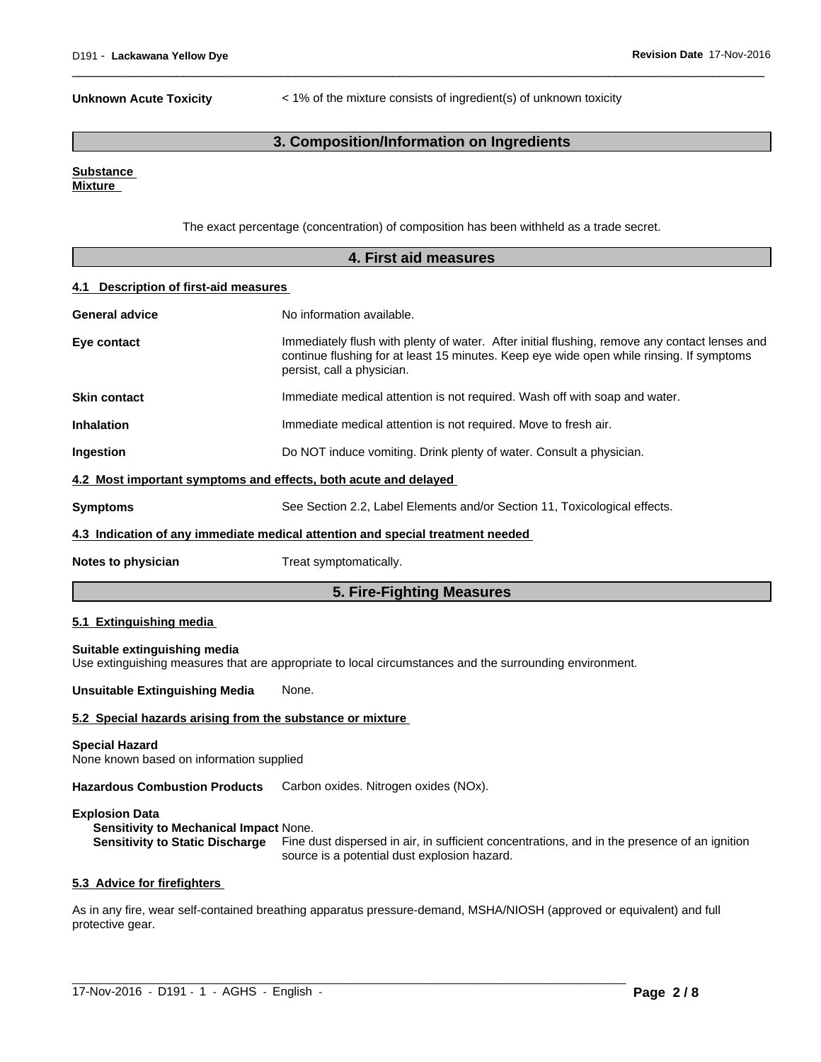**Unknown Acute Toxicity** < 1% of the mixture consists of ingredient(s) of unknown toxicity

## 3. Composition/Information on Ingredients

**Substance**
**Mixture**

The exact percentage (concentration) of composition has been withheld as a trade secret.

## 4. First aid measures

### 4.1 Description of first-aid measures

**General advice** No information available.

**Eye contact** Immediately flush with plenty of water. After initial flushing, remove any contact lenses and continue flushing for at least 15 minutes. Keep eye wide open while rinsing. If symptoms persist, call a physician.

**Skin contact** Immediate medical attention is not required. Wash off with soap and water.

**Inhalation** Immediate medical attention is not required. Move to fresh air.

**Ingestion** Do NOT induce vomiting. Drink plenty of water. Consult a physician.

### 4.2 Most important symptoms and effects, both acute and delayed

**Symptoms** See Section 2.2, Label Elements and/or Section 11, Toxicological effects.

### 4.3 Indication of any immediate medical attention and special treatment needed

**Notes to physician** Treat symptomatically.

## 5. Fire-Fighting Measures

### 5.1 Extinguishing media

**Suitable extinguishing media**
Use extinguishing measures that are appropriate to local circumstances and the surrounding environment.

**Unsuitable Extinguishing Media** None.

### 5.2 Special hazards arising from the substance or mixture

**Special Hazard**
None known based on information supplied

**Hazardous Combustion Products** Carbon oxides. Nitrogen oxides (NOx).

**Explosion Data**
**Sensitivity to Mechanical Impact** None.
**Sensitivity to Static Discharge** Fine dust dispersed in air, in sufficient concentrations, and in the presence of an ignition source is a potential dust explosion hazard.

### 5.3 Advice for firefighters

As in any fire, wear self-contained breathing apparatus pressure-demand, MSHA/NIOSH (approved or equivalent) and full protective gear.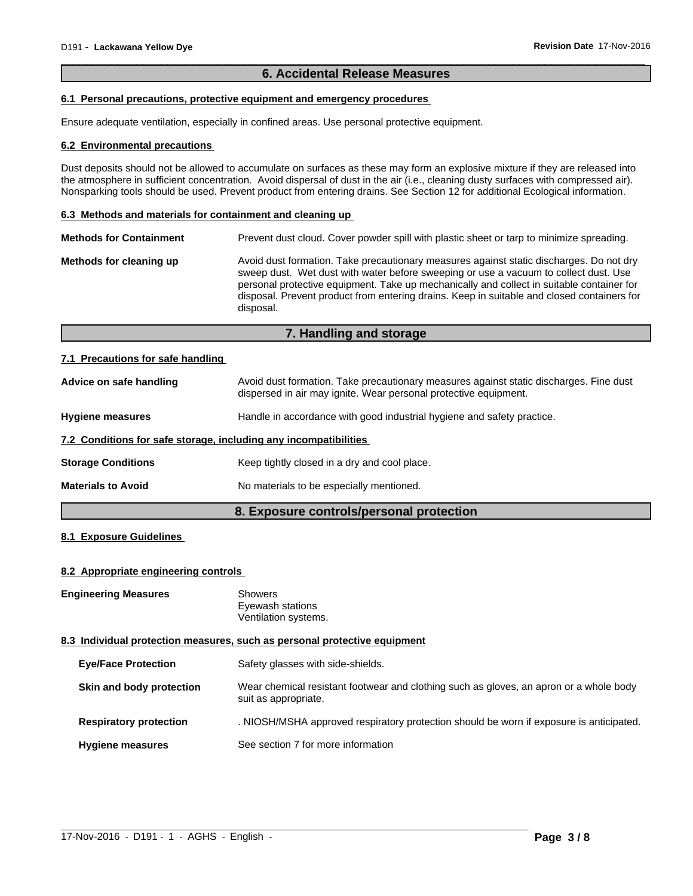## 6. Accidental Release Measures

### 6.1 Personal precautions, protective equipment and emergency procedures

Ensure adequate ventilation, especially in confined areas. Use personal protective equipment.

### 6.2 Environmental precautions

Dust deposits should not be allowed to accumulate on surfaces as these may form an explosive mixture if they are released into the atmosphere in sufficient concentration. Avoid dispersal of dust in the air (i.e., cleaning dusty surfaces with compressed air). Nonsparking tools should be used. Prevent product from entering drains. See Section 12 for additional Ecological information.

### 6.3 Methods and materials for containment and cleaning up

**Methods for Containment** Prevent dust cloud. Cover powder spill with plastic sheet or tarp to minimize spreading.

**Methods for cleaning up** Avoid dust formation. Take precautionary measures against static discharges. Do not dry sweep dust. Wet dust with water before sweeping or use a vacuum to collect dust. Use personal protective equipment. Take up mechanically and collect in suitable container for disposal. Prevent product from entering drains. Keep in suitable and closed containers for disposal.

## 7. Handling and storage

### 7.1 Precautions for safe handling

**Advice on safe handling** Avoid dust formation. Take precautionary measures against static discharges. Fine dust dispersed in air may ignite. Wear personal protective equipment.

**Hygiene measures** Handle in accordance with good industrial hygiene and safety practice.

### 7.2 Conditions for safe storage, including any incompatibilities

**Storage Conditions** Keep tightly closed in a dry and cool place.

**Materials to Avoid** No materials to be especially mentioned.

## 8. Exposure controls/personal protection

### 8.1 Exposure Guidelines

### 8.2 Appropriate engineering controls

**Engineering Measures** Showers
Eyewash stations
Ventilation systems.

### 8.3 Individual protection measures, such as personal protective equipment

**Eye/Face Protection** Safety glasses with side-shields.

**Skin and body protection** Wear chemical resistant footwear and clothing such as gloves, an apron or a whole body suit as appropriate.

**Respiratory protection** . NIOSH/MSHA approved respiratory protection should be worn if exposure is anticipated.

**Hygiene measures** See section 7 for more information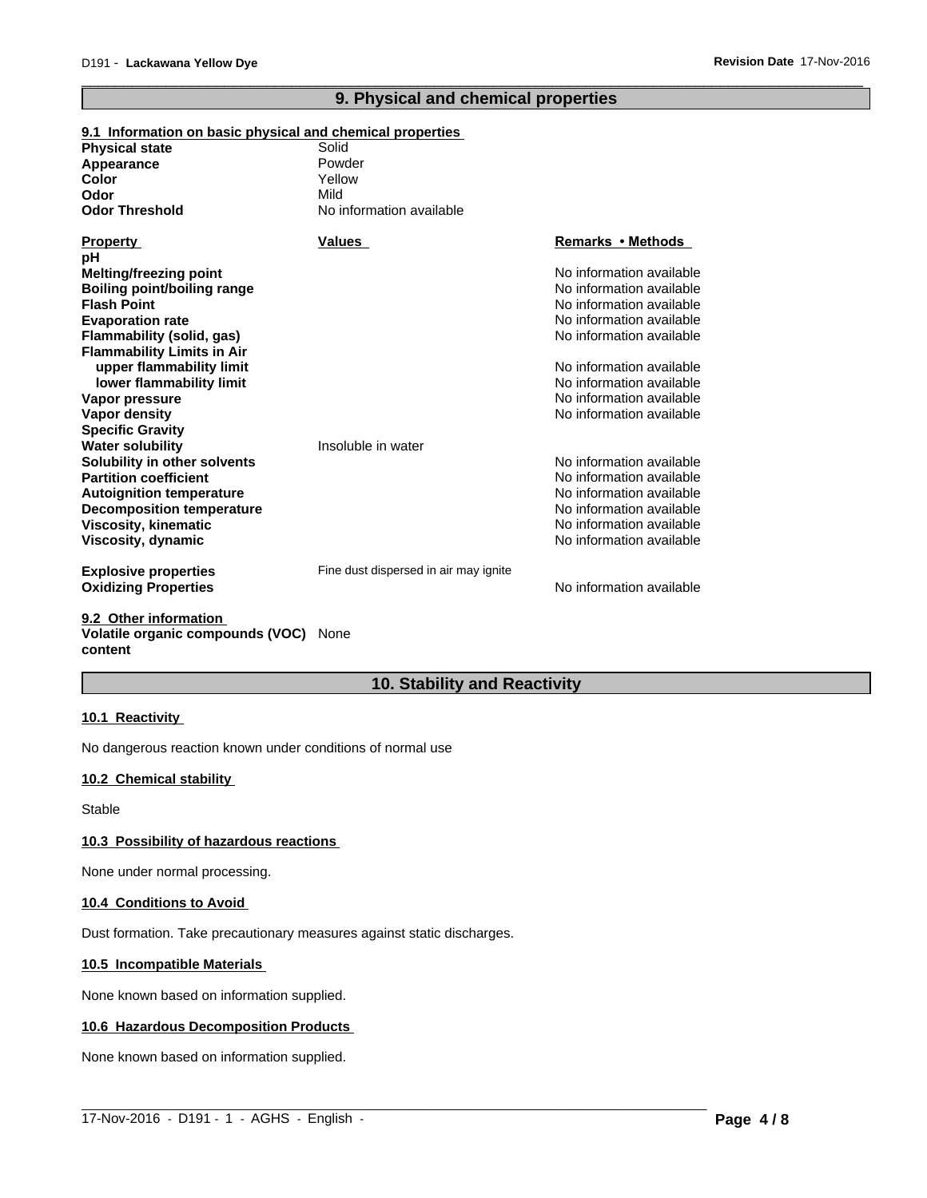## 9. Physical and chemical properties

### 9.1 Information on basic physical and chemical properties

| | |
|---|---|
| **Physical state** | Solid |
| **Appearance** | Powder |
| **Color** | Yellow |
| **Odor** | Mild |
| **Odor Threshold** | No information available |

| Property | Values | Remarks • Methods |
|---|---|---|
| **pH** | | |
| **Melting/freezing point** | | No information available |
| **Boiling point/boiling range** | | No information available |
| **Flash Point** | | No information available |
| **Evaporation rate** | | No information available |
| **Flammability (solid, gas)** | | No information available |
| **Flammability Limits in Air** | | |
| **upper flammability limit** | | No information available |
| **lower flammability limit** | | No information available |
| **Vapor pressure** | | No information available |
| **Vapor density** | | No information available |
| **Specific Gravity** | | |
| **Water solubility** | Insoluble in water | |
| **Solubility in other solvents** | | No information available |
| **Partition coefficient** | | No information available |
| **Autoignition temperature** | | No information available |
| **Decomposition temperature** | | No information available |
| **Viscosity, kinematic** | | No information available |
| **Viscosity, dynamic** | | No information available |
| **Explosive properties** | Fine dust dispersed in air may ignite | |
| **Oxidizing Properties** | | No information available |

### 9.2 Other information

**Volatile organic compounds (VOC) content** None

## 10. Stability and Reactivity

### 10.1 Reactivity

No dangerous reaction known under conditions of normal use

### 10.2 Chemical stability

Stable

### 10.3 Possibility of hazardous reactions

None under normal processing.

### 10.4 Conditions to Avoid

Dust formation. Take precautionary measures against static discharges.

### 10.5 Incompatible Materials

None known based on information supplied.

### 10.6 Hazardous Decomposition Products

None known based on information supplied.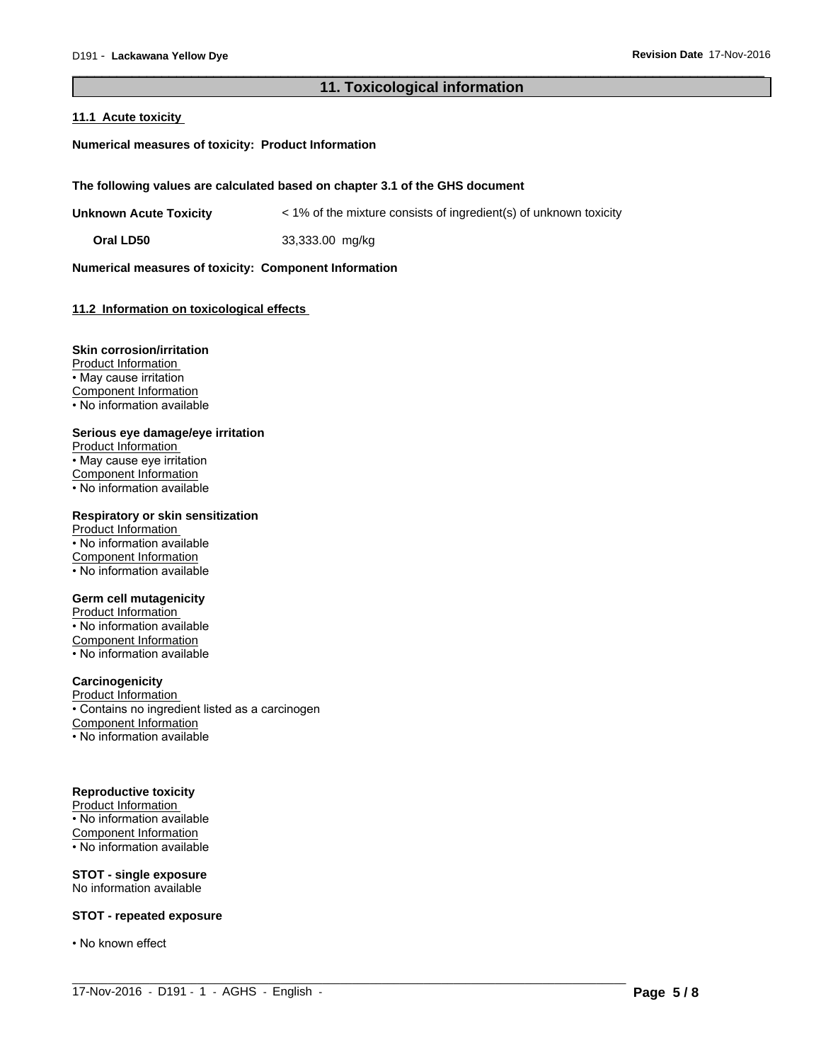## 11. Toxicological information

### 11.1 Acute toxicity

**Numerical measures of toxicity: Product Information**

**The following values are calculated based on chapter 3.1 of the GHS document**

| | |
|---|---|
| **Unknown Acute Toxicity** | < 1% of the mixture consists of ingredient(s) of unknown toxicity |
| **Oral LD50** | 33,333.00 mg/kg |

**Numerical measures of toxicity: Component Information**

### 11.2 Information on toxicological effects

**Skin corrosion/irritation**
Product Information
• May cause irritation
Component Information
• No information available

**Serious eye damage/eye irritation**
Product Information
• May cause eye irritation
Component Information
• No information available

**Respiratory or skin sensitization**
Product Information
• No information available
Component Information
• No information available

**Germ cell mutagenicity**
Product Information
• No information available
Component Information
• No information available

**Carcinogenicity**
Product Information
• Contains no ingredient listed as a carcinogen
Component Information
• No information available

**Reproductive toxicity**
Product Information
• No information available
Component Information
• No information available

**STOT - single exposure**
No information available

**STOT - repeated exposure**

• No known effect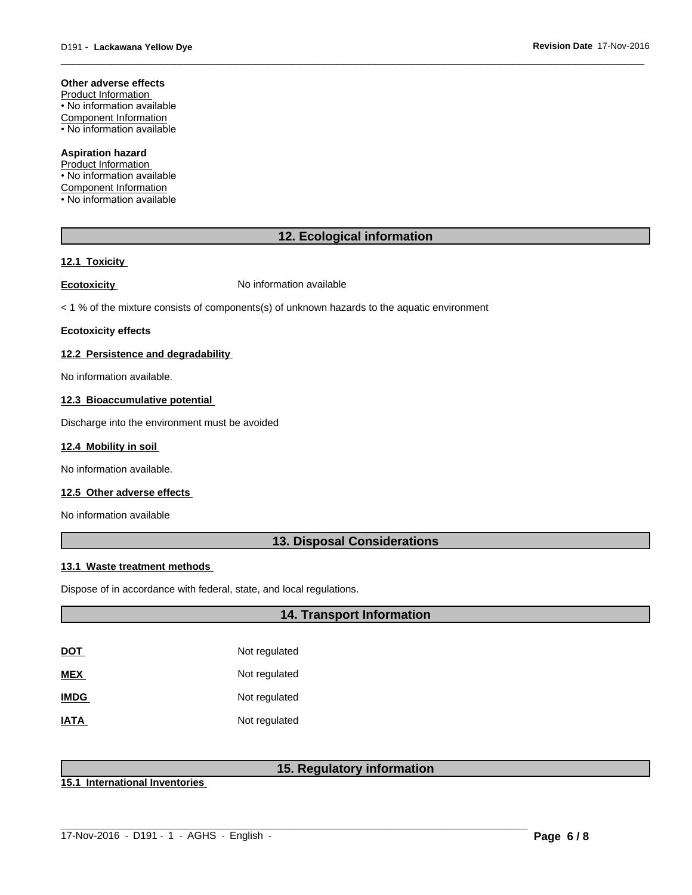**Other adverse effects**

Product Information

• No information available

Component Information

• No information available

**Aspiration hazard**

Product Information

• No information available

Component Information

• No information available

## 12. Ecological information

**12.1 Toxicity**

**Ecotoxicity** No information available

< 1 % of the mixture consists of components(s) of unknown hazards to the aquatic environment

**Ecotoxicity effects**

**12.2 Persistence and degradability**

No information available.

**12.3 Bioaccumulative potential**

Discharge into the environment must be avoided

**12.4 Mobility in soil**

No information available.

**12.5 Other adverse effects**

No information available

## 13. Disposal Considerations

**13.1 Waste treatment methods**

Dispose of in accordance with federal, state, and local regulations.

## 14. Transport Information

| | |
|---|---|
| **DOT** | Not regulated |
| **MEX** | Not regulated |
| **IMDG** | Not regulated |
| **IATA** | Not regulated |

## 15. Regulatory information

**15.1 International Inventories**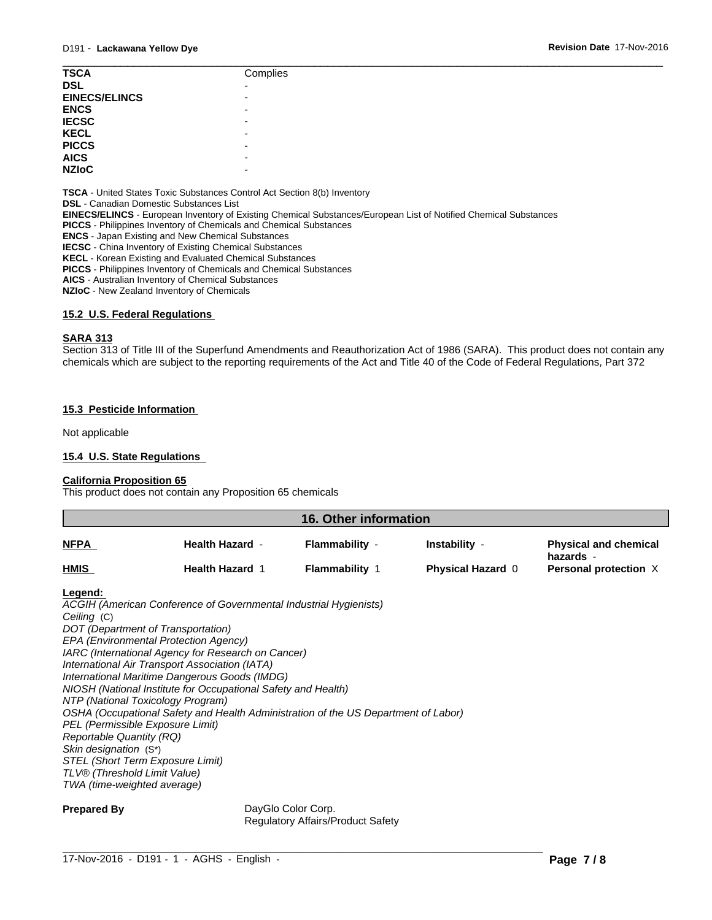| | |
|---|---|
| **TSCA** | Complies |
| **DSL** | - |
| **EINECS/ELINCS** | - |
| **ENCS** | - |
| **IECSC** | - |
| **KECL** | - |
| **PICCS** | - |
| **AICS** | - |
| **NZIoC** | - |

**TSCA** - United States Toxic Substances Control Act Section 8(b) Inventory
**DSL** - Canadian Domestic Substances List
**EINECS/ELINCS** - European Inventory of Existing Chemical Substances/European List of Notified Chemical Substances
**PICCS** - Philippines Inventory of Chemicals and Chemical Substances
**ENCS** - Japan Existing and New Chemical Substances
**IECSC** - China Inventory of Existing Chemical Substances
**KECL** - Korean Existing and Evaluated Chemical Substances
**PICCS** - Philippines Inventory of Chemicals and Chemical Substances
**AICS** - Australian Inventory of Chemical Substances
**NZIoC** - New Zealand Inventory of Chemicals

### 15.2 U.S. Federal Regulations

**SARA 313**

Section 313 of Title III of the Superfund Amendments and Reauthorization Act of 1986 (SARA). This product does not contain any chemicals which are subject to the reporting requirements of the Act and Title 40 of the Code of Federal Regulations, Part 372

### 15.3 Pesticide Information

Not applicable

### 15.4 U.S. State Regulations

**California Proposition 65**

This product does not contain any Proposition 65 chemicals

## 16. Other information

| | | | | |
|---|---|---|---|---|
| **NFPA** | **Health Hazard** - | **Flammability** - | **Instability** - | **Physical and chemical hazards** - |
| **HMIS** | **Health Hazard** 1 | **Flammability** 1 | **Physical Hazard** 0 | **Personal protection** X |

**Legend:**

*ACGIH (American Conference of Governmental Industrial Hygienists)*
*Ceiling* (C)
*DOT (Department of Transportation)*
*EPA (Environmental Protection Agency)*
*IARC (International Agency for Research on Cancer)*
*International Air Transport Association (IATA)*
*International Maritime Dangerous Goods (IMDG)*
*NIOSH (National Institute for Occupational Safety and Health)*
*NTP (National Toxicology Program)*
*OSHA (Occupational Safety and Health Administration of the US Department of Labor)*
*PEL (Permissible Exposure Limit)*
*Reportable Quantity (RQ)*
*Skin designation* (S*)
*STEL (Short Term Exposure Limit)*
*TLV® (Threshold Limit Value)*
*TWA (time-weighted average)*

**Prepared By** DayGlo Color Corp.
Regulatory Affairs/Product Safety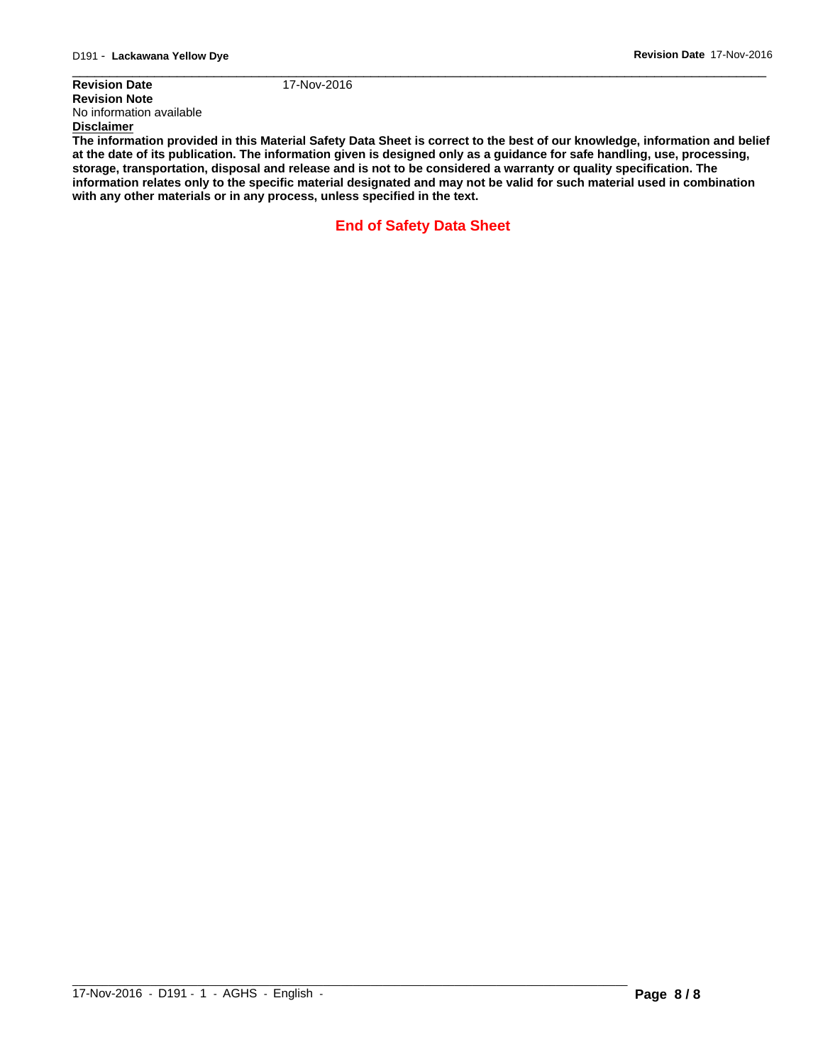**Revision Date** 17-Nov-2016

**Revision Note**

No information available

**Disclaimer**

**The information provided in this Material Safety Data Sheet is correct to the best of our knowledge, information and belief at the date of its publication. The information given is designed only as a guidance for safe handling, use, processing, storage, transportation, disposal and release and is not to be considered a warranty or quality specification. The information relates only to the specific material designated and may not be valid for such material used in combination with any other materials or in any process, unless specified in the text.**

**End of Safety Data Sheet**